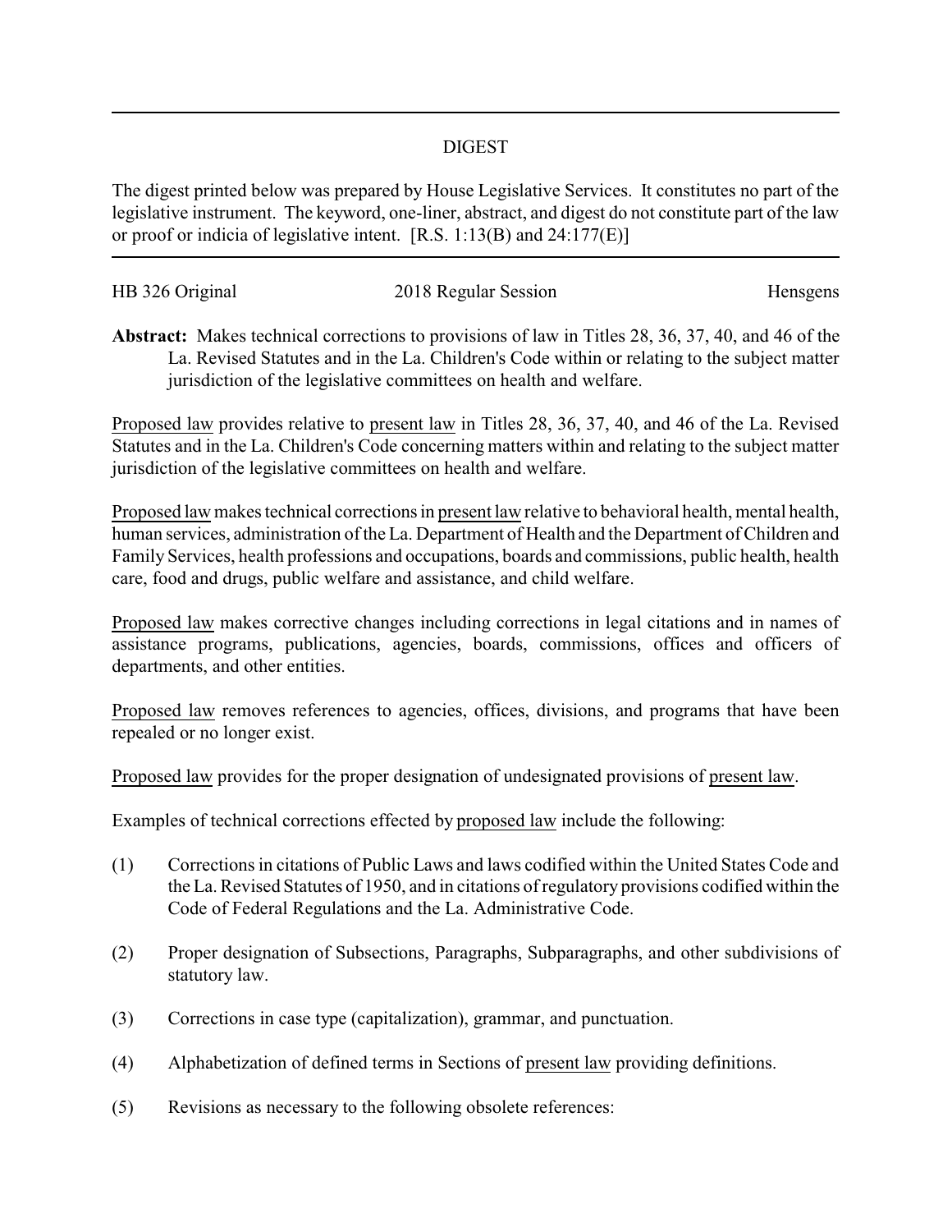# DIGEST

The digest printed below was prepared by House Legislative Services. It constitutes no part of the legislative instrument. The keyword, one-liner, abstract, and digest do not constitute part of the law or proof or indicia of legislative intent. [R.S. 1:13(B) and 24:177(E)]

| HB 326 Original | 2018 Regular Session | Hensgens |
|---|---|---|

**Abstract:** Makes technical corrections to provisions of law in Titles 28, 36, 37, 40, and 46 of the La. Revised Statutes and in the La. Children's Code within or relating to the subject matter jurisdiction of the legislative committees on health and welfare.

Proposed law provides relative to present law in Titles 28, 36, 37, 40, and 46 of the La. Revised Statutes and in the La. Children's Code concerning matters within and relating to the subject matter jurisdiction of the legislative committees on health and welfare.

Proposed law makes technical corrections in present law relative to behavioral health, mental health, human services, administration of the La. Department of Health and the Department of Children and Family Services, health professions and occupations, boards and commissions, public health, health care, food and drugs, public welfare and assistance, and child welfare.

Proposed law makes corrective changes including corrections in legal citations and in names of assistance programs, publications, agencies, boards, commissions, offices and officers of departments, and other entities.

Proposed law removes references to agencies, offices, divisions, and programs that have been repealed or no longer exist.

Proposed law provides for the proper designation of undesignated provisions of present law.

Examples of technical corrections effected by proposed law include the following:

(1) Corrections in citations of Public Laws and laws codified within the United States Code and the La. Revised Statutes of 1950, and in citations of regulatory provisions codified within the Code of Federal Regulations and the La. Administrative Code.

(2) Proper designation of Subsections, Paragraphs, Subparagraphs, and other subdivisions of statutory law.

(3) Corrections in case type (capitalization), grammar, and punctuation.

(4) Alphabetization of defined terms in Sections of present law providing definitions.

(5) Revisions as necessary to the following obsolete references: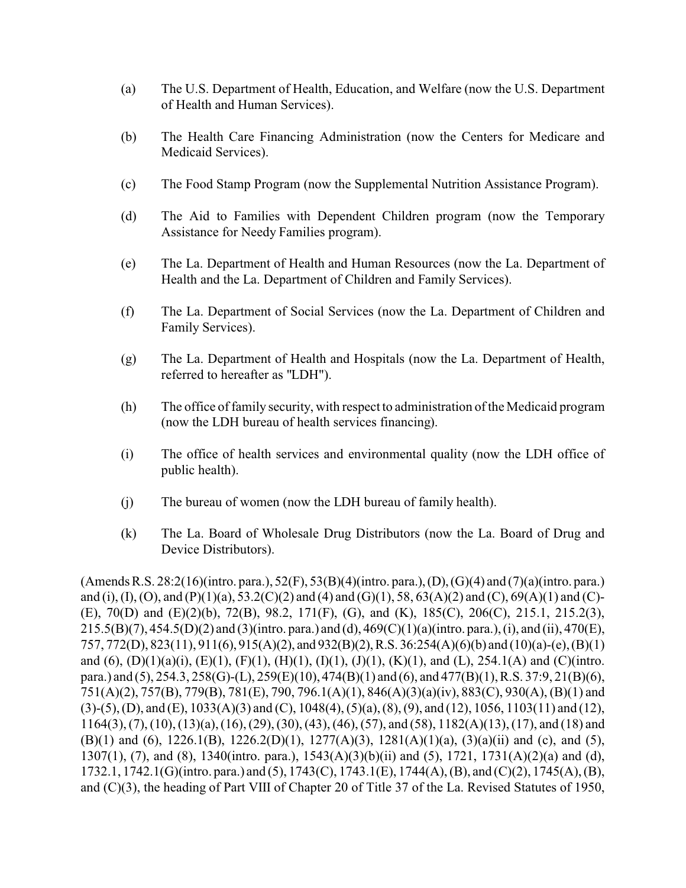(a) The U.S. Department of Health, Education, and Welfare (now the U.S. Department of Health and Human Services).

(b) The Health Care Financing Administration (now the Centers for Medicare and Medicaid Services).

(c) The Food Stamp Program (now the Supplemental Nutrition Assistance Program).

(d) The Aid to Families with Dependent Children program (now the Temporary Assistance for Needy Families program).

(e) The La. Department of Health and Human Resources (now the La. Department of Health and the La. Department of Children and Family Services).

(f) The La. Department of Social Services (now the La. Department of Children and Family Services).

(g) The La. Department of Health and Hospitals (now the La. Department of Health, referred to hereafter as "LDH").

(h) The office of family security, with respect to administration of the Medicaid program (now the LDH bureau of health services financing).

(i) The office of health services and environmental quality (now the LDH office of public health).

(j) The bureau of women (now the LDH bureau of family health).

(k) The La. Board of Wholesale Drug Distributors (now the La. Board of Drug and Device Distributors).

(Amends R.S. 28:2(16)(intro. para.), 52(F), 53(B)(4)(intro. para.), (D), (G)(4) and (7)(a)(intro. para.) and (i), (I), (O), and (P)(1)(a), 53.2(C)(2) and (4) and (G)(1), 58, 63(A)(2) and (C), 69(A)(1) and (C)-(E), 70(D) and (E)(2)(b), 72(B), 98.2, 171(F), (G), and (K), 185(C), 206(C), 215.1, 215.2(3), 215.5(B)(7), 454.5(D)(2) and (3)(intro. para.) and (d), 469(C)(1)(a)(intro. para.), (i), and (ii), 470(E), 757, 772(D), 823(11), 911(6), 915(A)(2), and 932(B)(2), R.S. 36:254(A)(6)(b) and (10)(a)-(e), (B)(1) and (6), (D)(1)(a)(i), (E)(1), (F)(1), (H)(1), (I)(1), (J)(1), (K)(1), and (L), 254.1(A) and (C)(intro. para.) and (5), 254.3, 258(G)-(L), 259(E)(10), 474(B)(1) and (6), and 477(B)(1), R.S. 37:9, 21(B)(6), 751(A)(2), 757(B), 779(B), 781(E), 790, 796.1(A)(1), 846(A)(3)(a)(iv), 883(C), 930(A), (B)(1) and (3)-(5), (D), and (E), 1033(A)(3) and (C), 1048(4), (5)(a), (8), (9), and (12), 1056, 1103(11) and (12), 1164(3), (7), (10), (13)(a), (16), (29), (30), (43), (46), (57), and (58), 1182(A)(13), (17), and (18) and (B)(1) and (6), 1226.1(B), 1226.2(D)(1), 1277(A)(3), 1281(A)(1)(a), (3)(a)(ii) and (c), and (5), 1307(1), (7), and (8), 1340(intro. para.), 1543(A)(3)(b)(ii) and (5), 1721, 1731(A)(2)(a) and (d), 1732.1, 1742.1(G)(intro. para.) and (5), 1743(C), 1743.1(E), 1744(A), (B), and (C)(2), 1745(A), (B), and (C)(3), the heading of Part VIII of Chapter 20 of Title 37 of the La. Revised Statutes of 1950,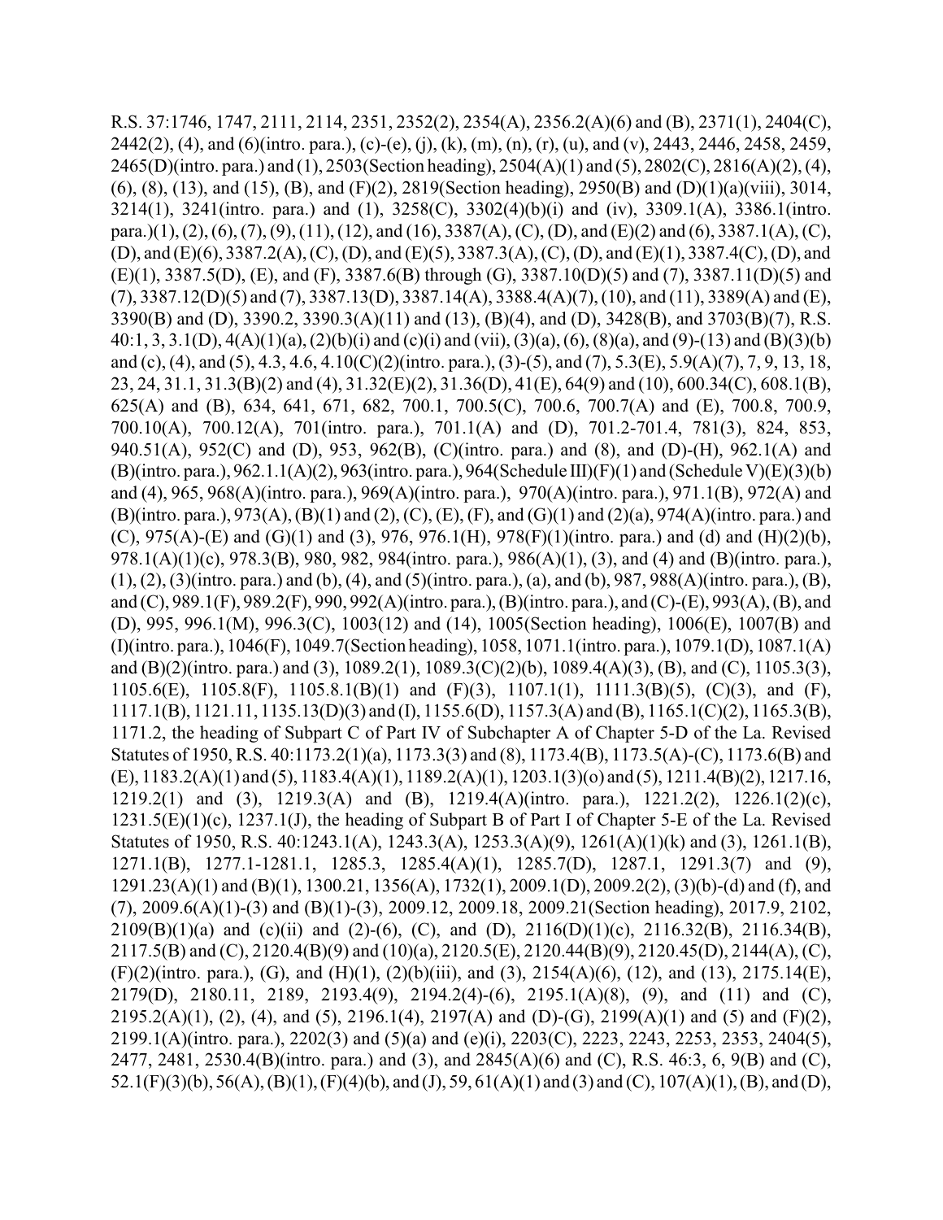R.S. 37:1746, 1747, 2111, 2114, 2351, 2352(2), 2354(A), 2356.2(A)(6) and (B), 2371(1), 2404(C), 2442(2), (4), and (6)(intro. para.), (c)-(e), (j), (k), (m), (n), (r), (u), and (v), 2443, 2446, 2458, 2459, 2465(D)(intro. para.) and (1), 2503(Section heading), 2504(A)(1) and (5), 2802(C), 2816(A)(2), (4), (6), (8), (13), and (15), (B), and (F)(2), 2819(Section heading), 2950(B) and (D)(1)(a)(viii), 3014, 3214(1), 3241(intro. para.) and (1), 3258(C), 3302(4)(b)(i) and (iv), 3309.1(A), 3386.1(intro. para.)(1), (2), (6), (7), (9), (11), (12), and (16), 3387(A), (C), (D), and (E)(2) and (6), 3387.1(A), (C), (D), and (E)(6), 3387.2(A), (C), (D), and (E)(5), 3387.3(A), (C), (D), and (E)(1), 3387.4(C), (D), and (E)(1), 3387.5(D), (E), and (F), 3387.6(B) through (G), 3387.10(D)(5) and (7), 3387.11(D)(5) and (7), 3387.12(D)(5) and (7), 3387.13(D), 3387.14(A), 3388.4(A)(7), (10), and (11), 3389(A) and (E), 3390(B) and (D), 3390.2, 3390.3(A)(11) and (13), (B)(4), and (D), 3428(B), and 3703(B)(7), R.S. 40:1, 3, 3.1(D), 4(A)(1)(a), (2)(b)(i) and (c)(i) and (vii), (3)(a), (6), (8)(a), and (9)-(13) and (B)(3)(b) and (c), (4), and (5), 4.3, 4.6, 4.10(C)(2)(intro. para.), (3)-(5), and (7), 5.3(E), 5.9(A)(7), 7, 9, 13, 18, 23, 24, 31.1, 31.3(B)(2) and (4), 31.32(E)(2), 31.36(D), 41(E), 64(9) and (10), 600.34(C), 608.1(B), 625(A) and (B), 634, 641, 671, 682, 700.1, 700.5(C), 700.6, 700.7(A) and (E), 700.8, 700.9, 700.10(A), 700.12(A), 701(intro. para.), 701.1(A) and (D), 701.2-701.4, 781(3), 824, 853, 940.51(A), 952(C) and (D), 953, 962(B), (C)(intro. para.) and (8), and (D)-(H), 962.1(A) and (B)(intro. para.), 962.1.1(A)(2), 963(intro. para.), 964(Schedule III)(F)(1) and (Schedule V)(E)(3)(b) and (4), 965, 968(A)(intro. para.), 969(A)(intro. para.), 970(A)(intro. para.), 971.1(B), 972(A) and (B)(intro. para.), 973(A), (B)(1) and (2), (C), (E), (F), and (G)(1) and (2)(a), 974(A)(intro. para.) and (C), 975(A)-(E) and (G)(1) and (3), 976, 976.1(H), 978(F)(1)(intro. para.) and (d) and (H)(2)(b), 978.1(A)(1)(c), 978.3(B), 980, 982, 984(intro. para.), 986(A)(1), (3), and (4) and (B)(intro. para.), (1), (2), (3)(intro. para.) and (b), (4), and (5)(intro. para.), (a), and (b), 987, 988(A)(intro. para.), (B), and (C), 989.1(F), 989.2(F), 990, 992(A)(intro. para.), (B)(intro. para.), and (C)-(E), 993(A), (B), and (D), 995, 996.1(M), 996.3(C), 1003(12) and (14), 1005(Section heading), 1006(E), 1007(B) and (I)(intro. para.), 1046(F), 1049.7(Section heading), 1058, 1071.1(intro. para.), 1079.1(D), 1087.1(A) and (B)(2)(intro. para.) and (3), 1089.2(1), 1089.3(C)(2)(b), 1089.4(A)(3), (B), and (C), 1105.3(3), 1105.6(E), 1105.8(F), 1105.8.1(B)(1) and (F)(3), 1107.1(1), 1111.3(B)(5), (C)(3), and (F), 1117.1(B), 1121.11, 1135.13(D)(3) and (I), 1155.6(D), 1157.3(A) and (B), 1165.1(C)(2), 1165.3(B), 1171.2, the heading of Subpart C of Part IV of Subchapter A of Chapter 5-D of the La. Revised Statutes of 1950, R.S. 40:1173.2(1)(a), 1173.3(3) and (8), 1173.4(B), 1173.5(A)-(C), 1173.6(B) and (E), 1183.2(A)(1) and (5), 1183.4(A)(1), 1189.2(A)(1), 1203.1(3)(o) and (5), 1211.4(B)(2), 1217.16, 1219.2(1) and (3), 1219.3(A) and (B), 1219.4(A)(intro. para.), 1221.2(2), 1226.1(2)(c), 1231.5(E)(1)(c), 1237.1(J), the heading of Subpart B of Part I of Chapter 5-E of the La. Revised Statutes of 1950, R.S. 40:1243.1(A), 1243.3(A), 1253.3(A)(9), 1261(A)(1)(k) and (3), 1261.1(B), 1271.1(B), 1277.1-1281.1, 1285.3, 1285.4(A)(1), 1285.7(D), 1287.1, 1291.3(7) and (9), 1291.23(A)(1) and (B)(1), 1300.21, 1356(A), 1732(1), 2009.1(D), 2009.2(2), (3)(b)-(d) and (f), and (7), 2009.6(A)(1)-(3) and (B)(1)-(3), 2009.12, 2009.18, 2009.21(Section heading), 2017.9, 2102, 2109(B)(1)(a) and (c)(ii) and (2)-(6), (C), and (D), 2116(D)(1)(c), 2116.32(B), 2116.34(B), 2117.5(B) and (C), 2120.4(B)(9) and (10)(a), 2120.5(E), 2120.44(B)(9), 2120.45(D), 2144(A), (C), (F)(2)(intro. para.), (G), and (H)(1), (2)(b)(iii), and (3), 2154(A)(6), (12), and (13), 2175.14(E), 2179(D), 2180.11, 2189, 2193.4(9), 2194.2(4)-(6), 2195.1(A)(8), (9), and (11) and (C), 2195.2(A)(1), (2), (4), and (5), 2196.1(4), 2197(A) and (D)-(G), 2199(A)(1) and (5) and (F)(2), 2199.1(A)(intro. para.), 2202(3) and (5)(a) and (e)(i), 2203(C), 2223, 2243, 2253, 2353, 2404(5), 2477, 2481, 2530.4(B)(intro. para.) and (3), and 2845(A)(6) and (C), R.S. 46:3, 6, 9(B) and (C), 52.1(F)(3)(b), 56(A), (B)(1), (F)(4)(b), and (J), 59, 61(A)(1) and (3) and (C), 107(A)(1), (B), and (D),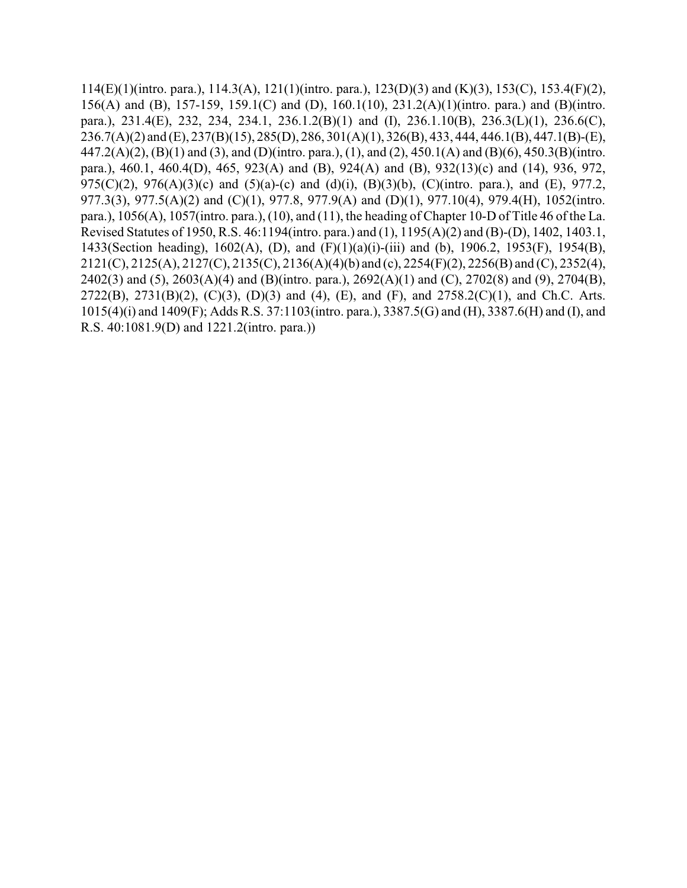114(E)(1)(intro. para.), 114.3(A), 121(1)(intro. para.), 123(D)(3) and (K)(3), 153(C), 153.4(F)(2), 156(A) and (B), 157-159, 159.1(C) and (D), 160.1(10), 231.2(A)(1)(intro. para.) and (B)(intro. para.), 231.4(E), 232, 234, 234.1, 236.1.2(B)(1) and (I), 236.1.10(B), 236.3(L)(1), 236.6(C), 236.7(A)(2) and (E), 237(B)(15), 285(D), 286, 301(A)(1), 326(B), 433, 444, 446.1(B), 447.1(B)-(E), 447.2(A)(2), (B)(1) and (3), and (D)(intro. para.), (1), and (2), 450.1(A) and (B)(6), 450.3(B)(intro. para.), 460.1, 460.4(D), 465, 923(A) and (B), 924(A) and (B), 932(13)(c) and (14), 936, 972, 975(C)(2), 976(A)(3)(c) and (5)(a)-(c) and (d)(i), (B)(3)(b), (C)(intro. para.), and (E), 977.2, 977.3(3), 977.5(A)(2) and (C)(1), 977.8, 977.9(A) and (D)(1), 977.10(4), 979.4(H), 1052(intro. para.), 1056(A), 1057(intro. para.), (10), and (11), the heading of Chapter 10-D of Title 46 of the La. Revised Statutes of 1950, R.S. 46:1194(intro. para.) and (1), 1195(A)(2) and (B)-(D), 1402, 1403.1, 1433(Section heading), 1602(A), (D), and (F)(1)(a)(i)-(iii) and (b), 1906.2, 1953(F), 1954(B), 2121(C), 2125(A), 2127(C), 2135(C), 2136(A)(4)(b) and (c), 2254(F)(2), 2256(B) and (C), 2352(4), 2402(3) and (5), 2603(A)(4) and (B)(intro. para.), 2692(A)(1) and (C), 2702(8) and (9), 2704(B), 2722(B), 2731(B)(2), (C)(3), (D)(3) and (4), (E), and (F), and 2758.2(C)(1), and Ch.C. Arts. 1015(4)(i) and 1409(F); Adds R.S. 37:1103(intro. para.), 3387.5(G) and (H), 3387.6(H) and (I), and R.S. 40:1081.9(D) and 1221.2(intro. para.))